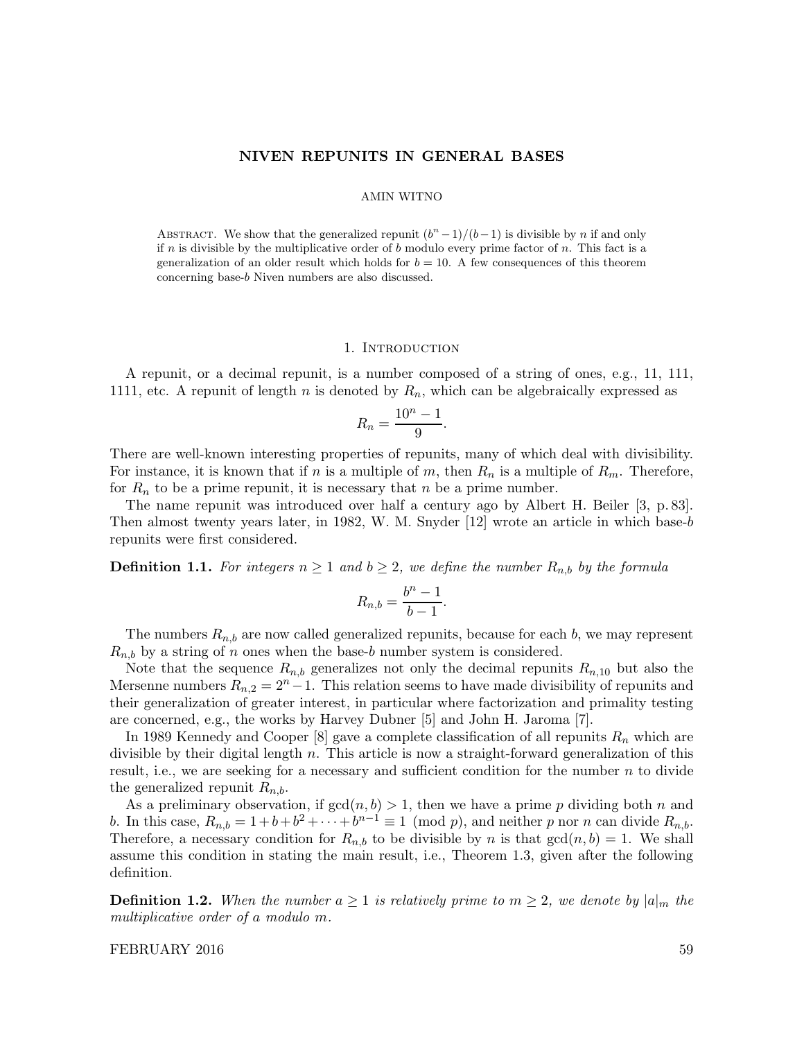# NIVEN REPUNITS IN GENERAL BASES

AMIN WITNO

Abstract. We show that the generalized repunit $(b^n - 1)/(b-1)$ is divisible by $n$ if and only if $n$ is divisible by the multiplicative order of $b$ modulo every prime factor of $n$. This fact is a generalization of an older result which holds for $b = 10$. A few consequences of this theorem concerning base-$b$ Niven numbers are also discussed.

## 1. Introduction

A repunit, or a decimal repunit, is a number composed of a string of ones, e.g., 11, 111, 1111, etc. A repunit of length $n$ is denoted by $R_n$, which can be algebraically expressed as

$$R_n = \frac{10^n - 1}{9}.$$

There are well-known interesting properties of repunits, many of which deal with divisibility. For instance, it is known that if $n$ is a multiple of $m$, then $R_n$ is a multiple of $R_m$. Therefore, for $R_n$ to be a prime repunit, it is necessary that $n$ be a prime number.

The name repunit was introduced over half a century ago by Albert H. Beiler [3, p. 83]. Then almost twenty years later, in 1982, W. M. Snyder [12] wrote an article in which base-$b$ repunits were first considered.

**Definition 1.1.** *For integers $n \geq 1$ and $b \geq 2$, we define the number $R_{n,b}$ by the formula*

$$R_{n,b} = \frac{b^n - 1}{b - 1}.$$

The numbers $R_{n,b}$ are now called generalized repunits, because for each $b$, we may represent $R_{n,b}$ by a string of $n$ ones when the base-$b$ number system is considered.

Note that the sequence $R_{n,b}$ generalizes not only the decimal repunits $R_{n,10}$ but also the Mersenne numbers $R_{n,2} = 2^n - 1$. This relation seems to have made divisibility of repunits and their generalization of greater interest, in particular where factorization and primality testing are concerned, e.g., the works by Harvey Dubner [5] and John H. Jaroma [7].

In 1989 Kennedy and Cooper [8] gave a complete classification of all repunits $R_n$ which are divisible by their digital length $n$. This article is now a straight-forward generalization of this result, i.e., we are seeking for a necessary and sufficient condition for the number $n$ to divide the generalized repunit $R_{n,b}$.

As a preliminary observation, if $\gcd(n, b) > 1$, then we have a prime $p$ dividing both $n$ and $b$. In this case, $R_{n,b} = 1 + b + b^2 + \cdots + b^{n-1} \equiv 1 \pmod{p}$, and neither $p$ nor $n$ can divide $R_{n,b}$. Therefore, a necessary condition for $R_{n,b}$ to be divisible by $n$ is that $\gcd(n, b) = 1$. We shall assume this condition in stating the main result, i.e., Theorem 1.3, given after the following definition.

**Definition 1.2.** *When the number $a \geq 1$ is relatively prime to $m \geq 2$, we denote by $|a|_m$ the multiplicative order of $a$ modulo $m$.*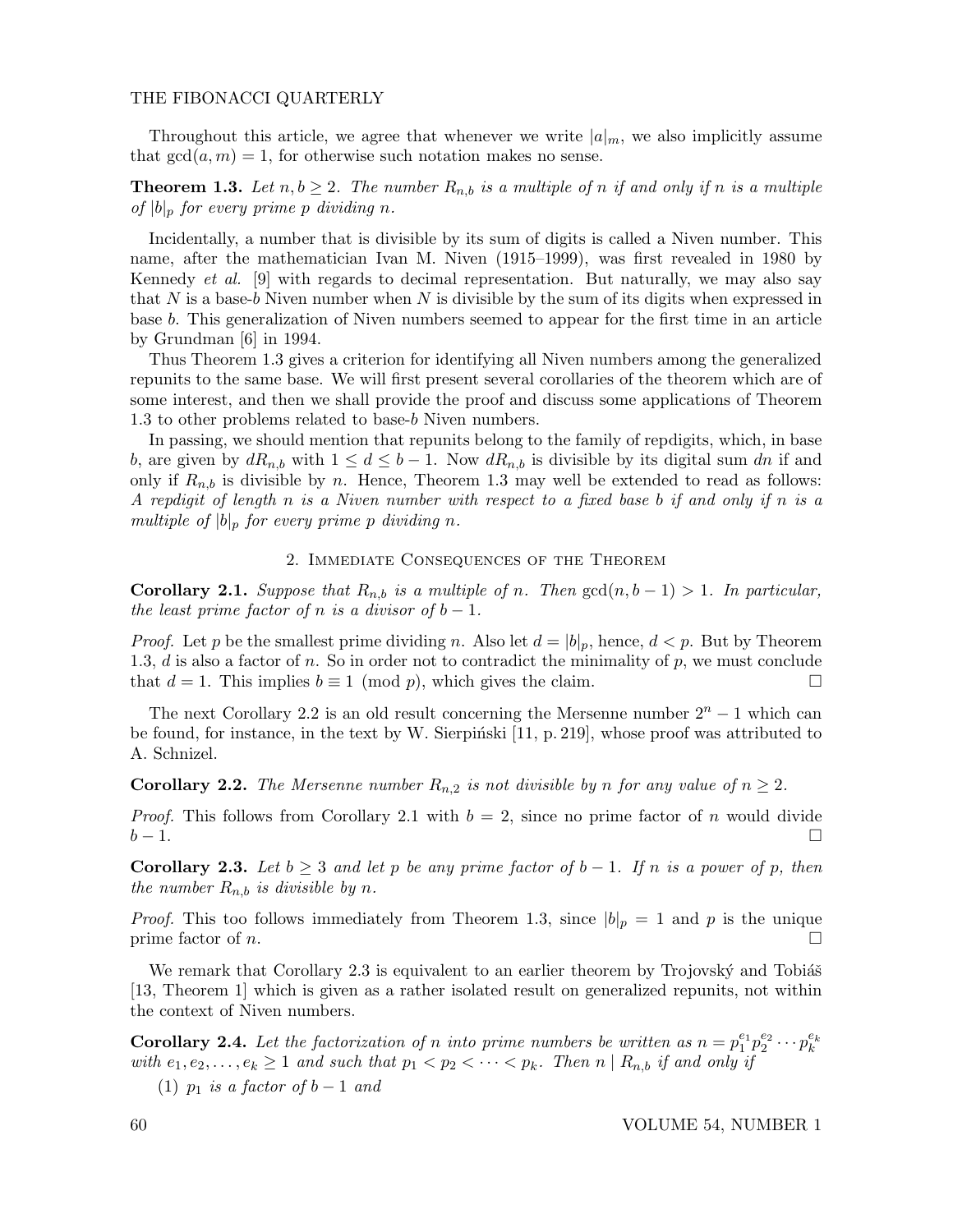Throughout this article, we agree that whenever we write $|a|_m$, we also implicitly assume that $\gcd(a, m) = 1$, for otherwise such notation makes no sense.

**Theorem 1.3.** *Let $n, b \geq 2$. The number $R_{n,b}$ is a multiple of $n$ if and only if $n$ is a multiple of $|b|_p$ for every prime $p$ dividing $n$.*

Incidentally, a number that is divisible by its sum of digits is called a Niven number. This name, after the mathematician Ivan M. Niven (1915–1999), was first revealed in 1980 by Kennedy *et al.* [9] with regards to decimal representation. But naturally, we may also say that $N$ is a base-$b$ Niven number when $N$ is divisible by the sum of its digits when expressed in base $b$. This generalization of Niven numbers seemed to appear for the first time in an article by Grundman [6] in 1994.

Thus Theorem 1.3 gives a criterion for identifying all Niven numbers among the generalized repunits to the same base. We will first present several corollaries of the theorem which are of some interest, and then we shall provide the proof and discuss some applications of Theorem 1.3 to other problems related to base-$b$ Niven numbers.

In passing, we should mention that repunits belong to the family of repdigits, which, in base $b$, are given by $dR_{n,b}$ with $1 \leq d \leq b-1$. Now $dR_{n,b}$ is divisible by its digital sum $dn$ if and only if $R_{n,b}$ is divisible by $n$. Hence, Theorem 1.3 may well be extended to read as follows: *A repdigit of length $n$ is a Niven number with respect to a fixed base $b$ if and only if $n$ is a multiple of $|b|_p$ for every prime $p$ dividing $n$.*

## 2. Immediate Consequences of the Theorem

**Corollary 2.1.** *Suppose that $R_{n,b}$ is a multiple of $n$. Then $\gcd(n, b-1) > 1$. In particular, the least prime factor of $n$ is a divisor of $b-1$.*

*Proof.* Let $p$ be the smallest prime dividing $n$. Also let $d = |b|_p$, hence, $d < p$. But by Theorem 1.3, $d$ is also a factor of $n$. So in order not to contradict the minimality of $p$, we must conclude that $d = 1$. This implies $b \equiv 1 \pmod{p}$, which gives the claim. □

The next Corollary 2.2 is an old result concerning the Mersenne number $2^n - 1$ which can be found, for instance, in the text by W. Sierpiński [11, p. 219], whose proof was attributed to A. Schnizel.

**Corollary 2.2.** *The Mersenne number $R_{n,2}$ is not divisible by $n$ for any value of $n \geq 2$.*

*Proof.* This follows from Corollary 2.1 with $b = 2$, since no prime factor of $n$ would divide $b-1$. □

**Corollary 2.3.** *Let $b \geq 3$ and let $p$ be any prime factor of $b-1$. If $n$ is a power of $p$, then the number $R_{n,b}$ is divisible by $n$.*

*Proof.* This too follows immediately from Theorem 1.3, since $|b|_p = 1$ and $p$ is the unique prime factor of $n$. □

We remark that Corollary 2.3 is equivalent to an earlier theorem by Trojovský and Tobiáš [13, Theorem 1] which is given as a rather isolated result on generalized repunits, not within the context of Niven numbers.

**Corollary 2.4.** *Let the factorization of $n$ into prime numbers be written as $n = p_1^{e_1} p_2^{e_2} \cdots p_k^{e_k}$ with $e_1, e_2, \ldots, e_k \geq 1$ and such that $p_1 < p_2 < \cdots < p_k$. Then $n \mid R_{n,b}$ if and only if*

(1) *$p_1$ is a factor of $b-1$ and*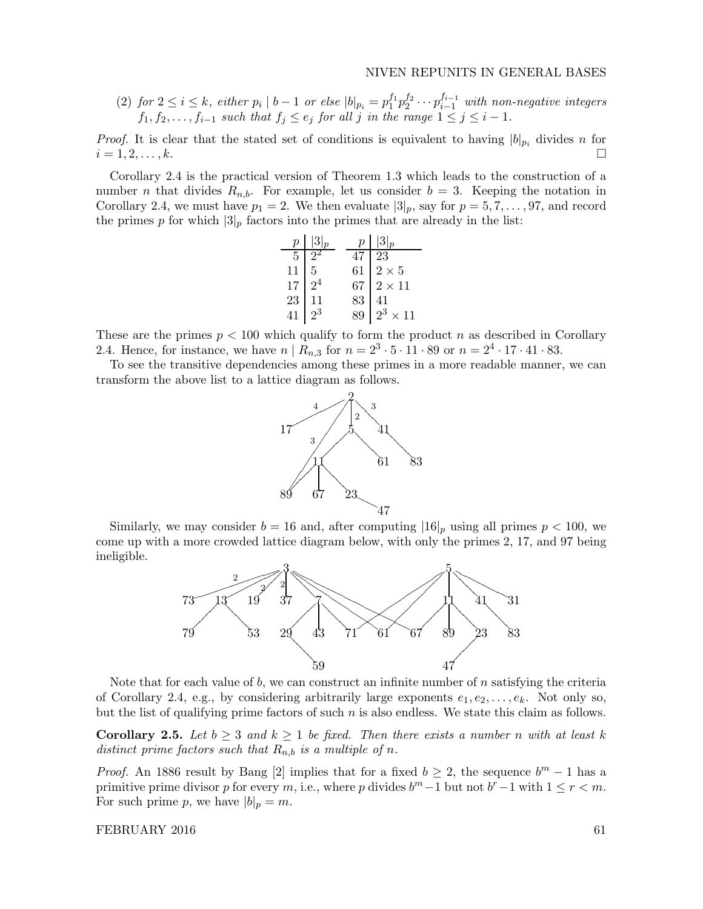(2) *for $2 \le i \le k$, either $p_i \mid b-1$ or else $|b|_{p_i} = p_1^{f_1} p_2^{f_2} \cdots p_{i-1}^{f_{i-1}}$ with non-negative integers $f_1, f_2, \ldots, f_{i-1}$ such that $f_j \le e_j$ for all $j$ in the range $1 \le j \le i-1$.*

*Proof.* It is clear that the stated set of conditions is equivalent to having $|b|_{p_i}$ divides $n$ for $i = 1, 2, \ldots, k$. □

Corollary 2.4 is the practical version of Theorem 1.3 which leads to the construction of a number $n$ that divides $R_{n,b}$. For example, let us consider $b = 3$. Keeping the notation in Corollary 2.4, we must have $p_1 = 2$. We then evaluate $|3|_p$, say for $p = 5, 7, \ldots, 97$, and record the primes $p$ for which $|3|_p$ factors into the primes that are already in the list:

| $p$ | $\|3\|_p$ | $p$ | $\|3\|_p$ |
|---|---|---|---|
| 5 | $2^2$ | 47 | 23 |
| 11 | 5 | 61 | $2 \times 5$ |
| 17 | $2^4$ | 67 | $2 \times 11$ |
| 23 | 11 | 83 | 41 |
| 41 | $2^3$ | 89 | $2^3 \times 11$ |

These are the primes $p < 100$ which qualify to form the product $n$ as described in Corollary 2.4. Hence, for instance, we have $n \mid R_{n,3}$ for $n = 2^3 \cdot 5 \cdot 11 \cdot 89$ or $n = 2^4 \cdot 17 \cdot 41 \cdot 83$.

To see the transitive dependencies among these primes in a more readable manner, we can transform the above list to a lattice diagram as follows.

Similarly, we may consider $b = 16$ and, after computing $|16|_p$ using all primes $p < 100$, we come up with a more crowded lattice diagram below, with only the primes 2, 17, and 97 being ineligible.

Note that for each value of $b$, we can construct an infinite number of $n$ satisfying the criteria of Corollary 2.4, e.g., by considering arbitrarily large exponents $e_1, e_2, \ldots, e_k$. Not only so, but the list of qualifying prime factors of such $n$ is also endless. We state this claim as follows.

**Corollary 2.5.** *Let $b \ge 3$ and $k \ge 1$ be fixed. Then there exists a number $n$ with at least $k$ distinct prime factors such that $R_{n,b}$ is a multiple of $n$.*

*Proof.* An 1886 result by Bang [2] implies that for a fixed $b \ge 2$, the sequence $b^m - 1$ has a primitive prime divisor $p$ for every $m$, i.e., where $p$ divides $b^m - 1$ but not $b^r - 1$ with $1 \le r < m$. For such prime $p$, we have $|b|_p = m$.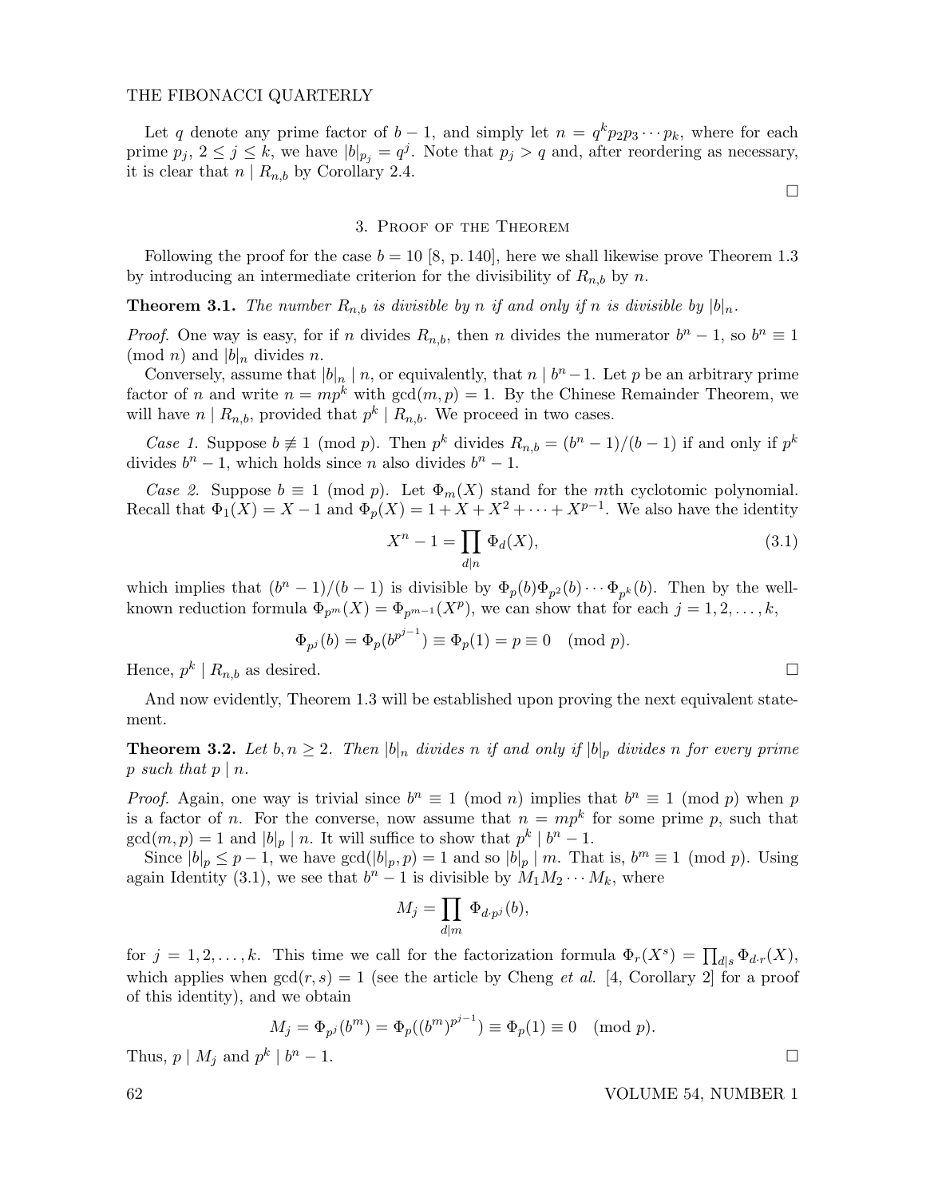Let $q$ denote any prime factor of $b-1$, and simply let $n = q^k p_2 p_3 \cdots p_k$, where for each prime $p_j$, $2 \le j \le k$, we have $|b|_{p_j} = q^j$. Note that $p_j > q$ and, after reordering as necessary, it is clear that $n \mid R_{n,b}$ by Corollary 2.4.

□

## 3. Proof of the Theorem

Following the proof for the case $b = 10$ [8, p. 140], here we shall likewise prove Theorem 1.3 by introducing an intermediate criterion for the divisibility of $R_{n,b}$ by $n$.

**Theorem 3.1.** *The number $R_{n,b}$ is divisible by $n$ if and only if $n$ is divisible by $|b|_n$.*

*Proof.* One way is easy, for if $n$ divides $R_{n,b}$, then $n$ divides the numerator $b^n - 1$, so $b^n \equiv 1 \pmod{n}$ and $|b|_n$ divides $n$.

Conversely, assume that $|b|_n \mid n$, or equivalently, that $n \mid b^n - 1$. Let $p$ be an arbitrary prime factor of $n$ and write $n = mp^k$ with $\gcd(m, p) = 1$. By the Chinese Remainder Theorem, we will have $n \mid R_{n,b}$, provided that $p^k \mid R_{n,b}$. We proceed in two cases.

*Case 1.* Suppose $b \not\equiv 1 \pmod{p}$. Then $p^k$ divides $R_{n,b} = (b^n - 1)/(b-1)$ if and only if $p^k$ divides $b^n - 1$, which holds since $n$ also divides $b^n - 1$.

*Case 2.* Suppose $b \equiv 1 \pmod{p}$. Let $\Phi_m(X)$ stand for the $m$th cyclotomic polynomial. Recall that $\Phi_1(X) = X - 1$ and $\Phi_p(X) = 1 + X + X^2 + \cdots + X^{p-1}$. We also have the identity

$$X^n - 1 = \prod_{d \mid n} \Phi_d(X), \tag{3.1}$$

which implies that $(b^n - 1)/(b-1)$ is divisible by $\Phi_p(b)\Phi_{p^2}(b) \cdots \Phi_{p^k}(b)$. Then by the well-known reduction formula $\Phi_{p^m}(X) = \Phi_{p^{m-1}}(X^p)$, we can show that for each $j = 1, 2, \ldots, k$,

$$\Phi_{p^j}(b) = \Phi_p(b^{p^{j-1}}) \equiv \Phi_p(1) = p \equiv 0 \pmod{p}.$$

Hence, $p^k \mid R_{n,b}$ as desired. □

And now evidently, Theorem 1.3 will be established upon proving the next equivalent statement.

**Theorem 3.2.** *Let $b, n \ge 2$. Then $|b|_n$ divides $n$ if and only if $|b|_p$ divides $n$ for every prime $p$ such that $p \mid n$.*

*Proof.* Again, one way is trivial since $b^n \equiv 1 \pmod{n}$ implies that $b^n \equiv 1 \pmod{p}$ when $p$ is a factor of $n$. For the converse, now assume that $n = mp^k$ for some prime $p$, such that $\gcd(m, p) = 1$ and $|b|_p \mid n$. It will suffice to show that $p^k \mid b^n - 1$.

Since $|b|_p \le p - 1$, we have $\gcd(|b|_p, p) = 1$ and so $|b|_p \mid m$. That is, $b^m \equiv 1 \pmod{p}$. Using again Identity (3.1), we see that $b^n - 1$ is divisible by $M_1 M_2 \cdots M_k$, where

$$M_j = \prod_{d \mid m} \Phi_{d \cdot p^j}(b),$$

for $j = 1, 2, \ldots, k$. This time we call for the factorization formula $\Phi_r(X^s) = \prod_{d \mid s} \Phi_{d \cdot r}(X)$, which applies when $\gcd(r, s) = 1$ (see the article by Cheng *et al.* [4, Corollary 2] for a proof of this identity), and we obtain

$$M_j = \Phi_{p^j}(b^m) = \Phi_p((b^m)^{p^{j-1}}) \equiv \Phi_p(1) \equiv 0 \pmod{p}.$$

Thus, $p \mid M_j$ and $p^k \mid b^n - 1$. □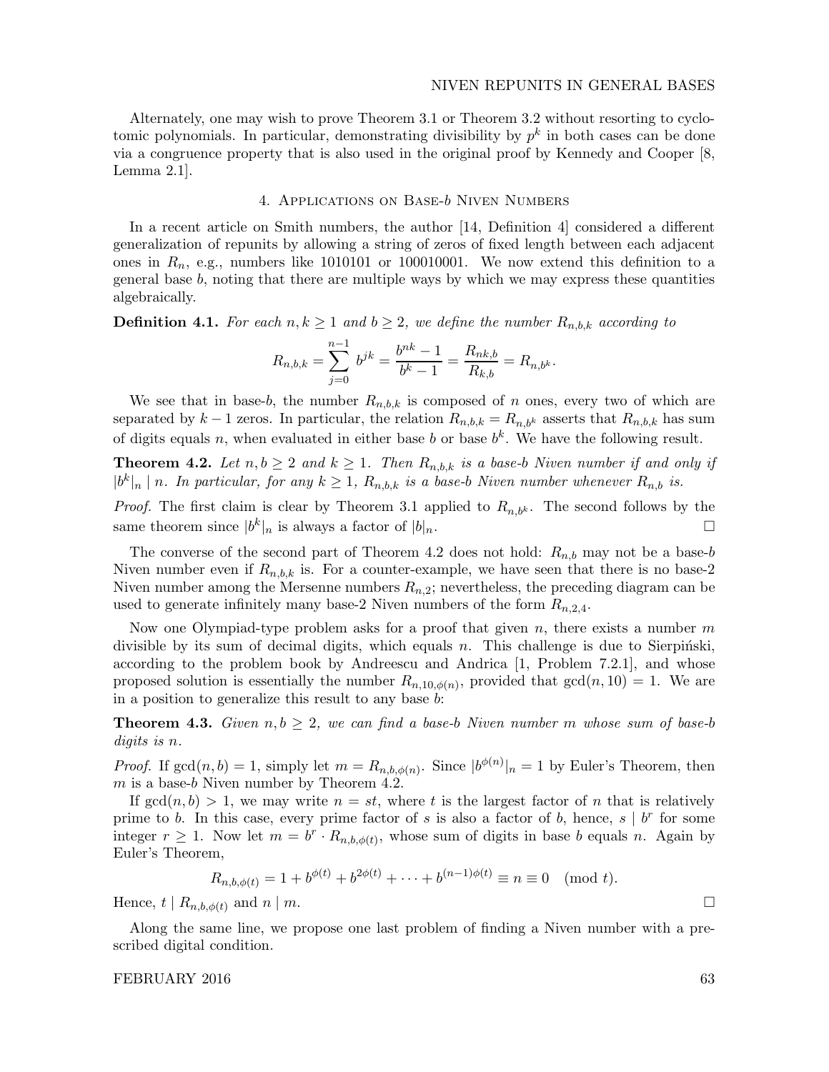Alternately, one may wish to prove Theorem 3.1 or Theorem 3.2 without resorting to cyclotomic polynomials. In particular, demonstrating divisibility by $p^k$ in both cases can be done via a congruence property that is also used in the original proof by Kennedy and Cooper [8, Lemma 2.1].

## 4. Applications on Base-$b$ Niven Numbers

In a recent article on Smith numbers, the author [14, Definition 4] considered a different generalization of repunits by allowing a string of zeros of fixed length between each adjacent ones in $R_n$, e.g., numbers like 1010101 or 100010001. We now extend this definition to a general base $b$, noting that there are multiple ways by which we may express these quantities algebraically.

**Definition 4.1.** *For each $n, k \geq 1$ and $b \geq 2$, we define the number $R_{n,b,k}$ according to*

$$R_{n,b,k} = \sum_{j=0}^{n-1} b^{jk} = \frac{b^{nk}-1}{b^k-1} = \frac{R_{nk,b}}{R_{k,b}} = R_{n,b^k}.$$

We see that in base-$b$, the number $R_{n,b,k}$ is composed of $n$ ones, every two of which are separated by $k-1$ zeros. In particular, the relation $R_{n,b,k} = R_{n,b^k}$ asserts that $R_{n,b,k}$ has sum of digits equals $n$, when evaluated in either base $b$ or base $b^k$. We have the following result.

**Theorem 4.2.** *Let $n, b \geq 2$ and $k \geq 1$. Then $R_{n,b,k}$ is a base-$b$ Niven number if and only if $|b^k|_n \mid n$. In particular, for any $k \geq 1$, $R_{n,b,k}$ is a base-$b$ Niven number whenever $R_{n,b}$ is.*

*Proof.* The first claim is clear by Theorem 3.1 applied to $R_{n,b^k}$. The second follows by the same theorem since $|b^k|_n$ is always a factor of $|b|_n$. □

The converse of the second part of Theorem 4.2 does not hold: $R_{n,b}$ may not be a base-$b$ Niven number even if $R_{n,b,k}$ is. For a counter-example, we have seen that there is no base-2 Niven number among the Mersenne numbers $R_{n,2}$; nevertheless, the preceding diagram can be used to generate infinitely many base-2 Niven numbers of the form $R_{n,2,4}$.

Now one Olympiad-type problem asks for a proof that given $n$, there exists a number $m$ divisible by its sum of decimal digits, which equals $n$. This challenge is due to Sierpiński, according to the problem book by Andreescu and Andrica [1, Problem 7.2.1], and whose proposed solution is essentially the number $R_{n,10,\phi(n)}$, provided that $\gcd(n, 10) = 1$. We are in a position to generalize this result to any base $b$:

**Theorem 4.3.** *Given $n, b \geq 2$, we can find a base-$b$ Niven number $m$ whose sum of base-$b$ digits is $n$.*

*Proof.* If $\gcd(n, b) = 1$, simply let $m = R_{n,b,\phi(n)}$. Since $|b^{\phi(n)}|_n = 1$ by Euler's Theorem, then $m$ is a base-$b$ Niven number by Theorem 4.2.

If $\gcd(n, b) > 1$, we may write $n = st$, where $t$ is the largest factor of $n$ that is relatively prime to $b$. In this case, every prime factor of $s$ is also a factor of $b$, hence, $s \mid b^r$ for some integer $r \geq 1$. Now let $m = b^r \cdot R_{n,b,\phi(t)}$, whose sum of digits in base $b$ equals $n$. Again by Euler's Theorem,

$$R_{n,b,\phi(t)} = 1 + b^{\phi(t)} + b^{2\phi(t)} + \cdots + b^{(n-1)\phi(t)} \equiv n \equiv 0 \pmod{t}.$$

Hence, $t \mid R_{n,b,\phi(t)}$ and $n \mid m$. □

Along the same line, we propose one last problem of finding a Niven number with a prescribed digital condition.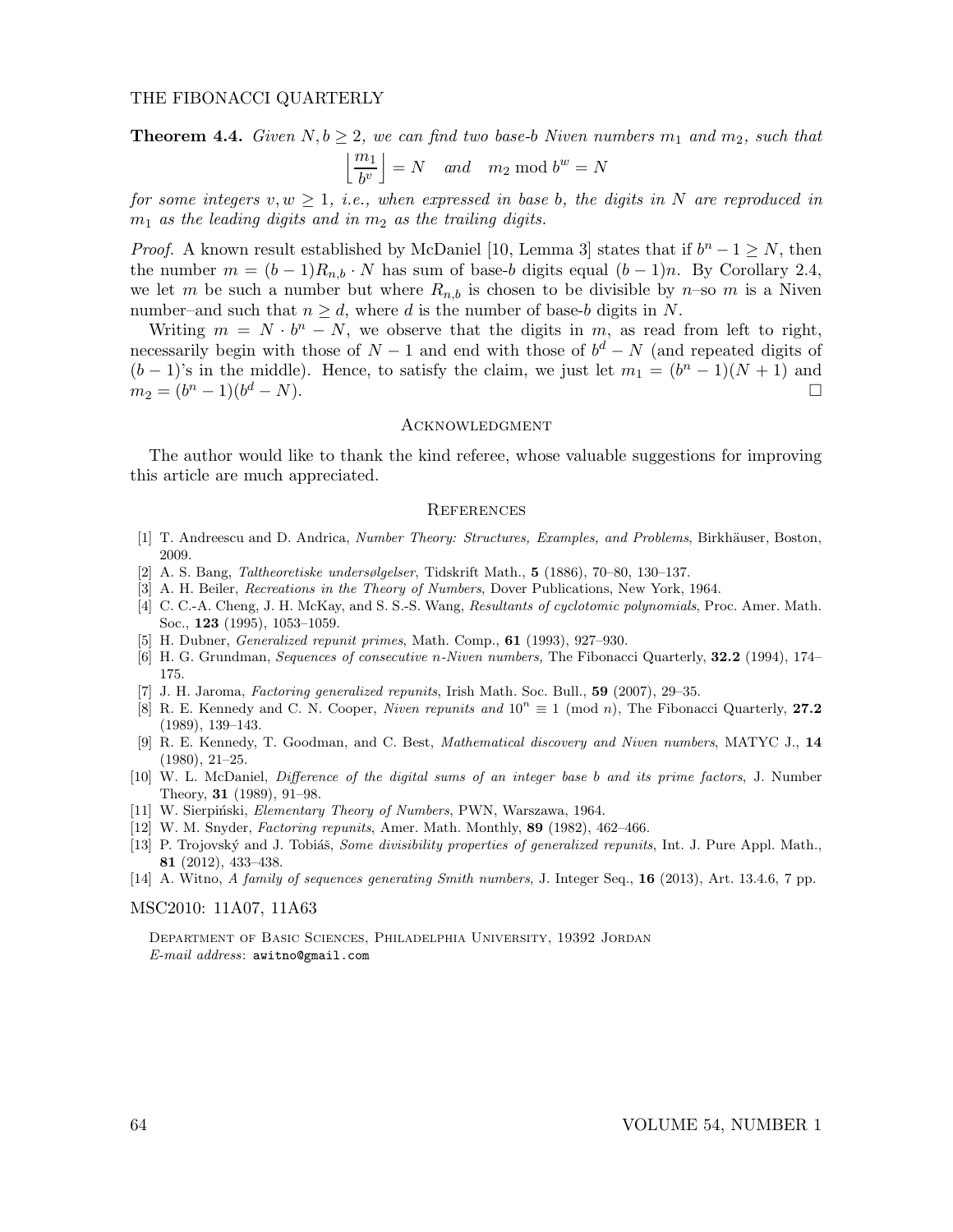**Theorem 4.4.** *Given $N, b \geq 2$, we can find two base-$b$ Niven numbers $m_1$ and $m_2$, such that*

$$\left\lfloor \frac{m_1}{b^v} \right\rfloor = N \quad \text{and} \quad m_2 \bmod b^w = N$$

*for some integers $v, w \geq 1$, i.e., when expressed in base $b$, the digits in $N$ are reproduced in $m_1$ as the leading digits and in $m_2$ as the trailing digits.*

*Proof.* A known result established by McDaniel [10, Lemma 3] states that if $b^n - 1 \geq N$, then the number $m = (b-1)R_{n,b} \cdot N$ has sum of base-$b$ digits equal $(b-1)n$. By Corollary 2.4, we let $m$ be such a number but where $R_{n,b}$ is chosen to be divisible by $n$–so $m$ is a Niven number–and such that $n \geq d$, where $d$ is the number of base-$b$ digits in $N$.

Writing $m = N \cdot b^n - N$, we observe that the digits in $m$, as read from left to right, necessarily begin with those of $N - 1$ and end with those of $b^d - N$ (and repeated digits of $(b-1)$'s in the middle). Hence, to satisfy the claim, we just let $m_1 = (b^n - 1)(N + 1)$ and $m_2 = (b^n - 1)(b^d - N)$. □

## Acknowledgment

The author would like to thank the kind referee, whose valuable suggestions for improving this article are much appreciated.

## References

[1] T. Andreescu and D. Andrica, *Number Theory: Structures, Examples, and Problems*, Birkhäuser, Boston, 2009.

[2] A. S. Bang, *Taltheoretiske undersølgelser*, Tidskrift Math., **5** (1886), 70–80, 130–137.

[3] A. H. Beiler, *Recreations in the Theory of Numbers*, Dover Publications, New York, 1964.

[4] C. C.-A. Cheng, J. H. McKay, and S. S.-S. Wang, *Resultants of cyclotomic polynomials*, Proc. Amer. Math. Soc., **123** (1995), 1053–1059.

[5] H. Dubner, *Generalized repunit primes*, Math. Comp., **61** (1993), 927–930.

[6] H. G. Grundman, *Sequences of consecutive n-Niven numbers,* The Fibonacci Quarterly, **32.2** (1994), 174–175.

[7] J. H. Jaroma, *Factoring generalized repunits*, Irish Math. Soc. Bull., **59** (2007), 29–35.

[8] R. E. Kennedy and C. N. Cooper, *Niven repunits and* $10^n \equiv 1 \pmod{n}$, The Fibonacci Quarterly, **27.2** (1989), 139–143.

[9] R. E. Kennedy, T. Goodman, and C. Best, *Mathematical discovery and Niven numbers*, MATYC J., **14** (1980), 21–25.

[10] W. L. McDaniel, *Difference of the digital sums of an integer base b and its prime factors*, J. Number Theory, **31** (1989), 91–98.

[11] W. Sierpiński, *Elementary Theory of Numbers*, PWN, Warszawa, 1964.

[12] W. M. Snyder, *Factoring repunits*, Amer. Math. Monthly, **89** (1982), 462–466.

[13] P. Trojovský and J. Tobiáš, *Some divisibility properties of generalized repunits*, Int. J. Pure Appl. Math., **81** (2012), 433–438.

[14] A. Witno, *A family of sequences generating Smith numbers*, J. Integer Seq., **16** (2013), Art. 13.4.6, 7 pp.

MSC2010: 11A07, 11A63

Department of Basic Sciences, Philadelphia University, 19392 Jordan
*E-mail address*: awitno@gmail.com